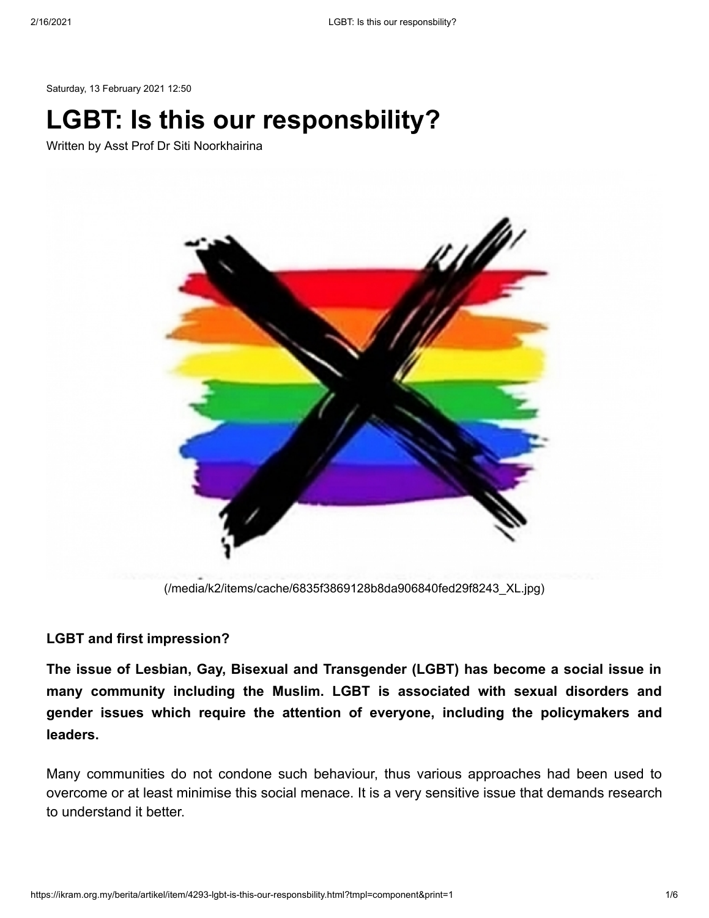Saturday, 13 February 2021 12:50

# LGBT: Is this our responsbility?

Written by Asst Prof Dr Siti Noorkhairina

(/media/k2/items/cache/6835f3869128b8da906840fed29f8243_XL.jpg)

**LGBT and first impression?**

**The issue of Lesbian, Gay, Bisexual and Transgender (LGBT) has become a social issue in many community including the Muslim. LGBT is associated with sexual disorders and gender issues which require the attention of everyone, including the policymakers and leaders.**

Many communities do not condone such behaviour, thus various approaches had been used to overcome or at least minimise this social menace. It is a very sensitive issue that demands research to understand it better.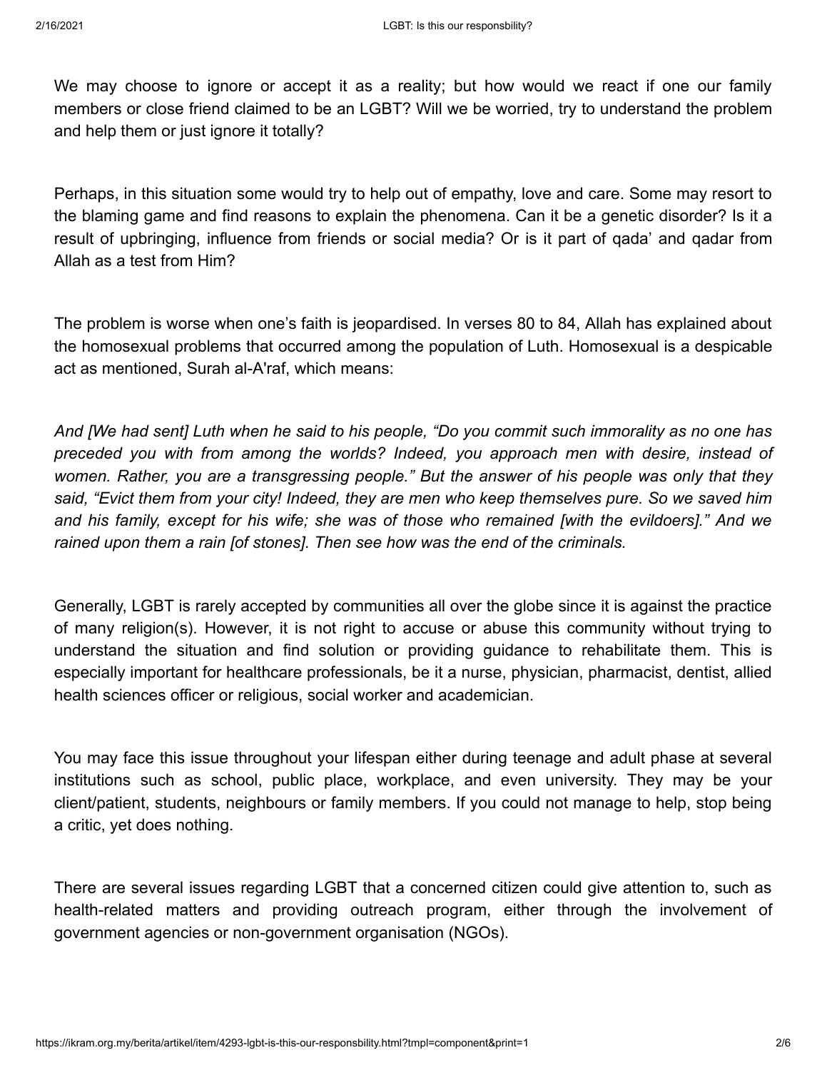We may choose to ignore or accept it as a reality; but how would we react if one our family members or close friend claimed to be an LGBT? Will we be worried, try to understand the problem and help them or just ignore it totally?

Perhaps, in this situation some would try to help out of empathy, love and care. Some may resort to the blaming game and find reasons to explain the phenomena. Can it be a genetic disorder? Is it a result of upbringing, influence from friends or social media? Or is it part of qada' and qadar from Allah as a test from Him?

The problem is worse when one's faith is jeopardised. In verses 80 to 84, Allah has explained about the homosexual problems that occurred among the population of Luth. Homosexual is a despicable act as mentioned, Surah al-A'raf, which means:

*And [We had sent] Luth when he said to his people, "Do you commit such immorality as no one has preceded you with from among the worlds? Indeed, you approach men with desire, instead of women. Rather, you are a transgressing people." But the answer of his people was only that they said, "Evict them from your city! Indeed, they are men who keep themselves pure. So we saved him and his family, except for his wife; she was of those who remained [with the evildoers]." And we rained upon them a rain [of stones]. Then see how was the end of the criminals.*

Generally, LGBT is rarely accepted by communities all over the globe since it is against the practice of many religion(s). However, it is not right to accuse or abuse this community without trying to understand the situation and find solution or providing guidance to rehabilitate them. This is especially important for healthcare professionals, be it a nurse, physician, pharmacist, dentist, allied health sciences officer or religious, social worker and academician.

You may face this issue throughout your lifespan either during teenage and adult phase at several institutions such as school, public place, workplace, and even university. They may be your client/patient, students, neighbours or family members. If you could not manage to help, stop being a critic, yet does nothing.

There are several issues regarding LGBT that a concerned citizen could give attention to, such as health-related matters and providing outreach program, either through the involvement of government agencies or non-government organisation (NGOs).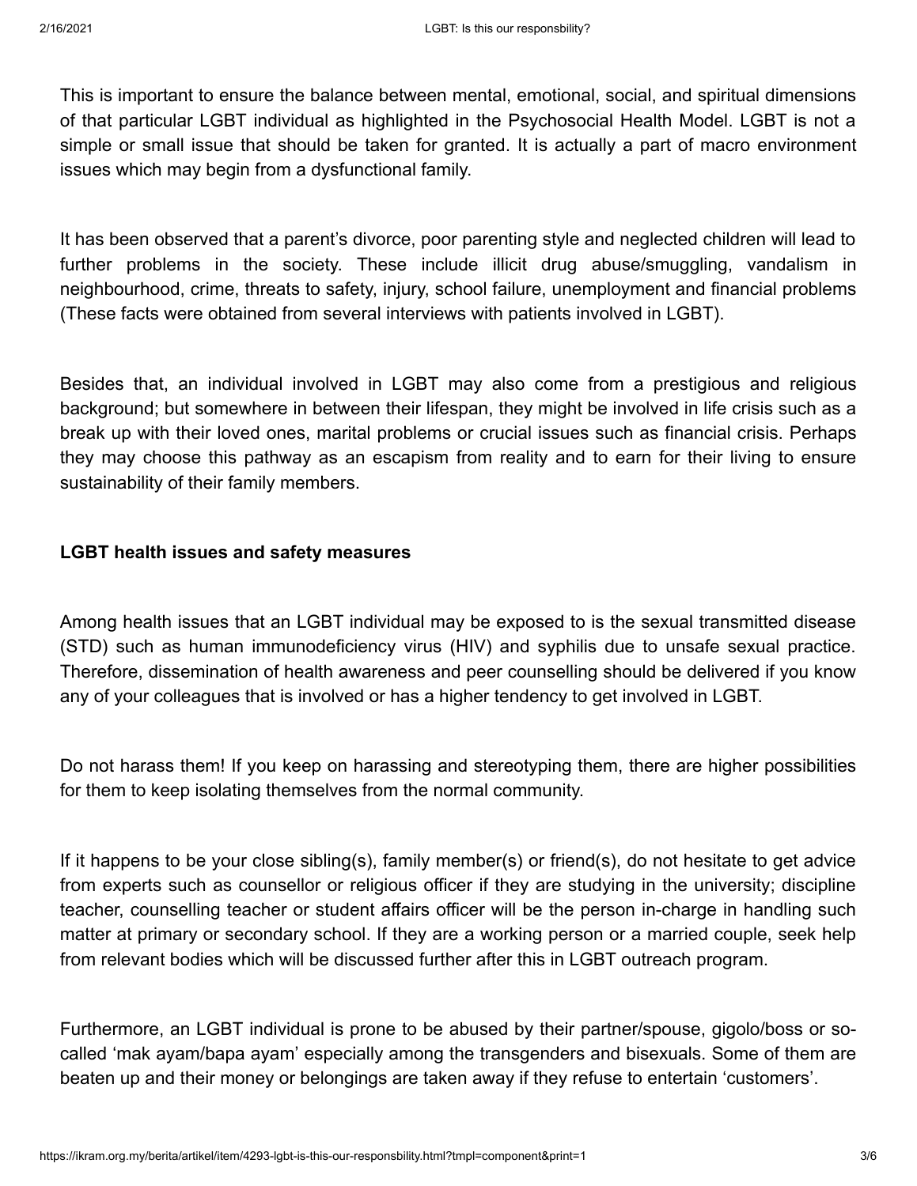This is important to ensure the balance between mental, emotional, social, and spiritual dimensions of that particular LGBT individual as highlighted in the Psychosocial Health Model. LGBT is not a simple or small issue that should be taken for granted. It is actually a part of macro environment issues which may begin from a dysfunctional family.

It has been observed that a parent's divorce, poor parenting style and neglected children will lead to further problems in the society. These include illicit drug abuse/smuggling, vandalism in neighbourhood, crime, threats to safety, injury, school failure, unemployment and financial problems (These facts were obtained from several interviews with patients involved in LGBT).

Besides that, an individual involved in LGBT may also come from a prestigious and religious background; but somewhere in between their lifespan, they might be involved in life crisis such as a break up with their loved ones, marital problems or crucial issues such as financial crisis. Perhaps they may choose this pathway as an escapism from reality and to earn for their living to ensure sustainability of their family members.

**LGBT health issues and safety measures**

Among health issues that an LGBT individual may be exposed to is the sexual transmitted disease (STD) such as human immunodeficiency virus (HIV) and syphilis due to unsafe sexual practice. Therefore, dissemination of health awareness and peer counselling should be delivered if you know any of your colleagues that is involved or has a higher tendency to get involved in LGBT.

Do not harass them! If you keep on harassing and stereotyping them, there are higher possibilities for them to keep isolating themselves from the normal community.

If it happens to be your close sibling(s), family member(s) or friend(s), do not hesitate to get advice from experts such as counsellor or religious officer if they are studying in the university; discipline teacher, counselling teacher or student affairs officer will be the person in-charge in handling such matter at primary or secondary school. If they are a working person or a married couple, seek help from relevant bodies which will be discussed further after this in LGBT outreach program.

Furthermore, an LGBT individual is prone to be abused by their partner/spouse, gigolo/boss or so-called 'mak ayam/bapa ayam' especially among the transgenders and bisexuals. Some of them are beaten up and their money or belongings are taken away if they refuse to entertain 'customers'.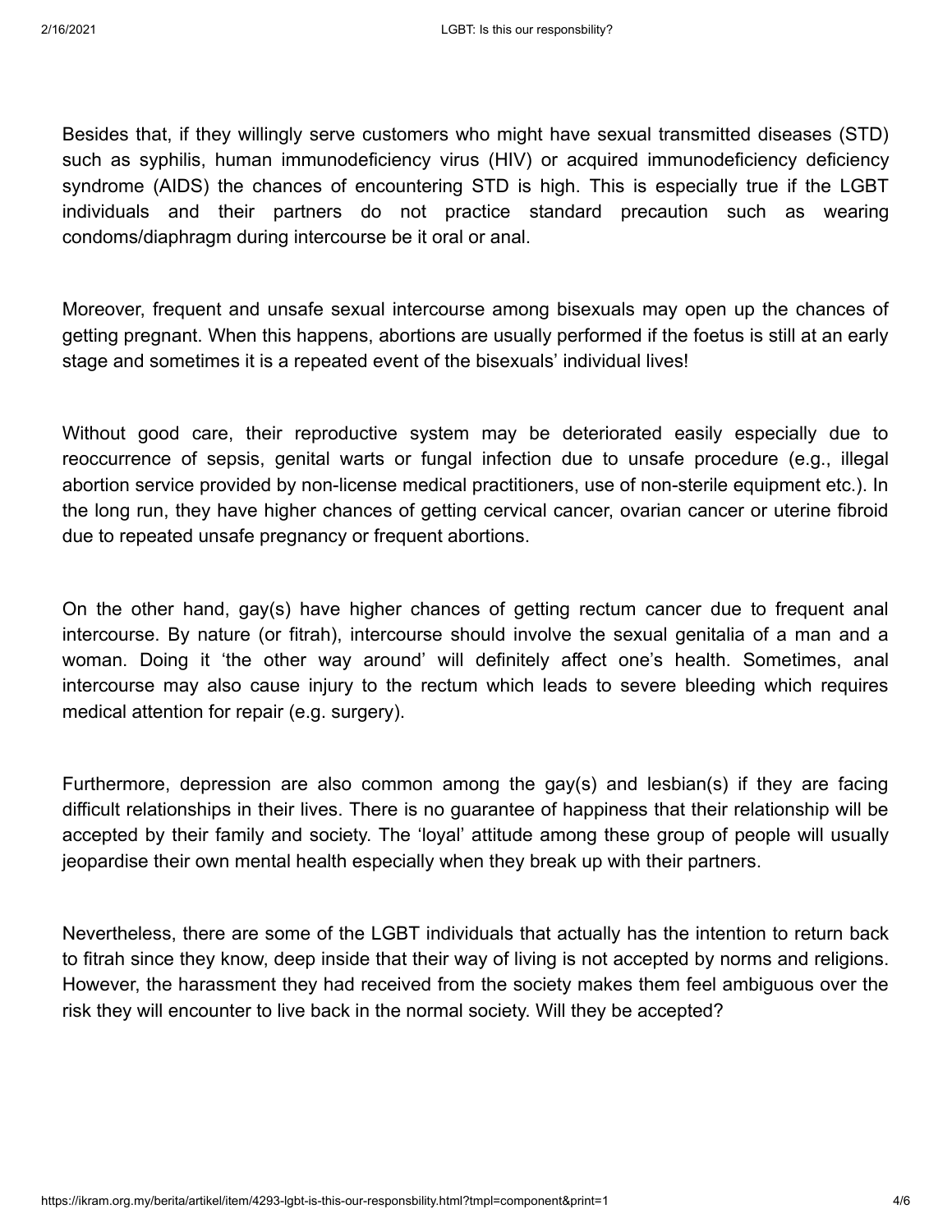Besides that, if they willingly serve customers who might have sexual transmitted diseases (STD) such as syphilis, human immunodeficiency virus (HIV) or acquired immunodeficiency deficiency syndrome (AIDS) the chances of encountering STD is high. This is especially true if the LGBT individuals and their partners do not practice standard precaution such as wearing condoms/diaphragm during intercourse be it oral or anal.

Moreover, frequent and unsafe sexual intercourse among bisexuals may open up the chances of getting pregnant. When this happens, abortions are usually performed if the foetus is still at an early stage and sometimes it is a repeated event of the bisexuals' individual lives!

Without good care, their reproductive system may be deteriorated easily especially due to reoccurrence of sepsis, genital warts or fungal infection due to unsafe procedure (e.g., illegal abortion service provided by non-license medical practitioners, use of non-sterile equipment etc.). In the long run, they have higher chances of getting cervical cancer, ovarian cancer or uterine fibroid due to repeated unsafe pregnancy or frequent abortions.

On the other hand, gay(s) have higher chances of getting rectum cancer due to frequent anal intercourse. By nature (or fitrah), intercourse should involve the sexual genitalia of a man and a woman. Doing it 'the other way around' will definitely affect one's health. Sometimes, anal intercourse may also cause injury to the rectum which leads to severe bleeding which requires medical attention for repair (e.g. surgery).

Furthermore, depression are also common among the gay(s) and lesbian(s) if they are facing difficult relationships in their lives. There is no guarantee of happiness that their relationship will be accepted by their family and society. The 'loyal' attitude among these group of people will usually jeopardise their own mental health especially when they break up with their partners.

Nevertheless, there are some of the LGBT individuals that actually has the intention to return back to fitrah since they know, deep inside that their way of living is not accepted by norms and religions. However, the harassment they had received from the society makes them feel ambiguous over the risk they will encounter to live back in the normal society. Will they be accepted?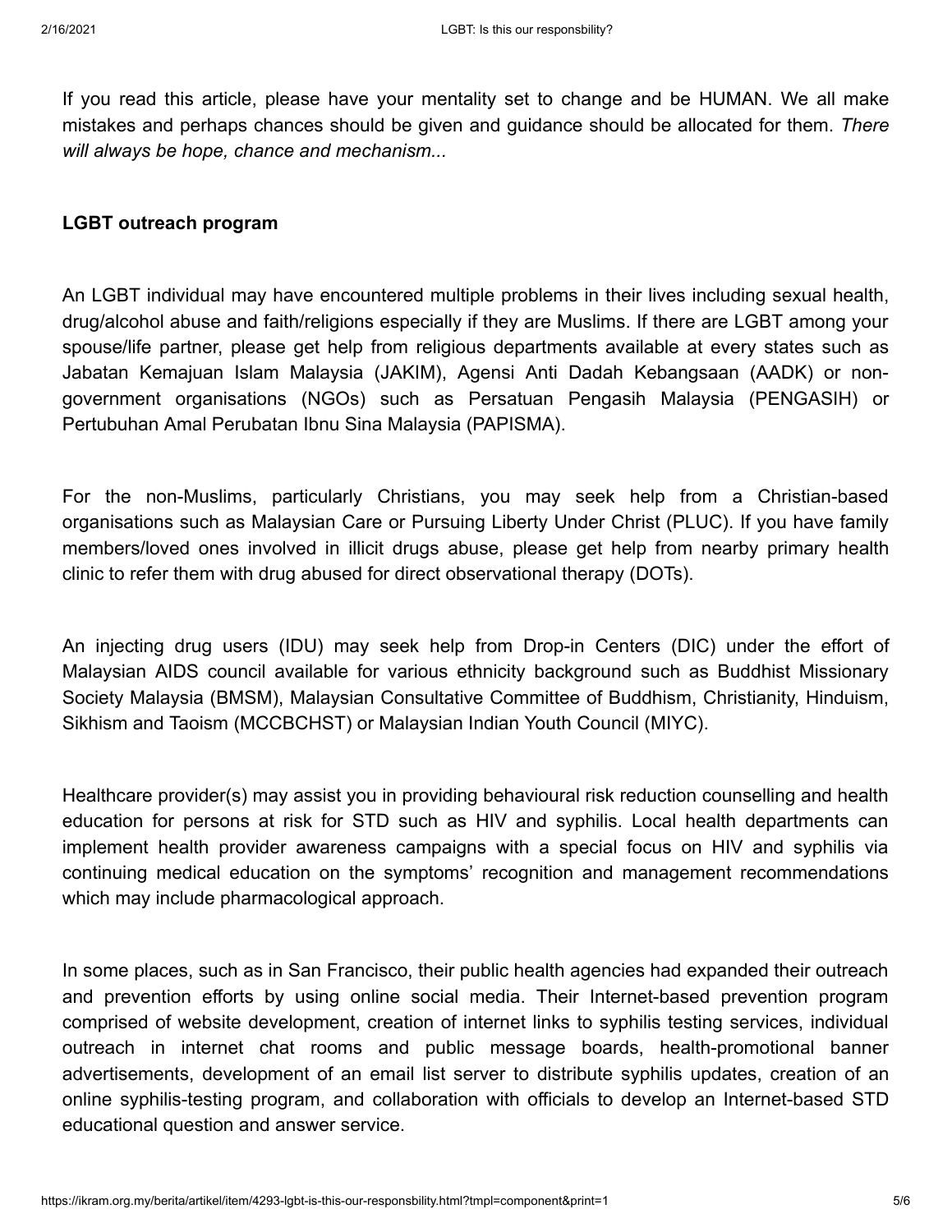If you read this article, please have your mentality set to change and be HUMAN. We all make mistakes and perhaps chances should be given and guidance should be allocated for them. *There will always be hope, chance and mechanism...*

**LGBT outreach program**

An LGBT individual may have encountered multiple problems in their lives including sexual health, drug/alcohol abuse and faith/religions especially if they are Muslims. If there are LGBT among your spouse/life partner, please get help from religious departments available at every states such as Jabatan Kemajuan Islam Malaysia (JAKIM), Agensi Anti Dadah Kebangsaan (AADK) or non-government organisations (NGOs) such as Persatuan Pengasih Malaysia (PENGASIH) or Pertubuhan Amal Perubatan Ibnu Sina Malaysia (PAPISMA).

For the non-Muslims, particularly Christians, you may seek help from a Christian-based organisations such as Malaysian Care or Pursuing Liberty Under Christ (PLUC). If you have family members/loved ones involved in illicit drugs abuse, please get help from nearby primary health clinic to refer them with drug abused for direct observational therapy (DOTs).

An injecting drug users (IDU) may seek help from Drop-in Centers (DIC) under the effort of Malaysian AIDS council available for various ethnicity background such as Buddhist Missionary Society Malaysia (BMSM), Malaysian Consultative Committee of Buddhism, Christianity, Hinduism, Sikhism and Taoism (MCCBCHST) or Malaysian Indian Youth Council (MIYC).

Healthcare provider(s) may assist you in providing behavioural risk reduction counselling and health education for persons at risk for STD such as HIV and syphilis. Local health departments can implement health provider awareness campaigns with a special focus on HIV and syphilis via continuing medical education on the symptoms' recognition and management recommendations which may include pharmacological approach.

In some places, such as in San Francisco, their public health agencies had expanded their outreach and prevention efforts by using online social media. Their Internet-based prevention program comprised of website development, creation of internet links to syphilis testing services, individual outreach in internet chat rooms and public message boards, health-promotional banner advertisements, development of an email list server to distribute syphilis updates, creation of an online syphilis-testing program, and collaboration with officials to develop an Internet-based STD educational question and answer service.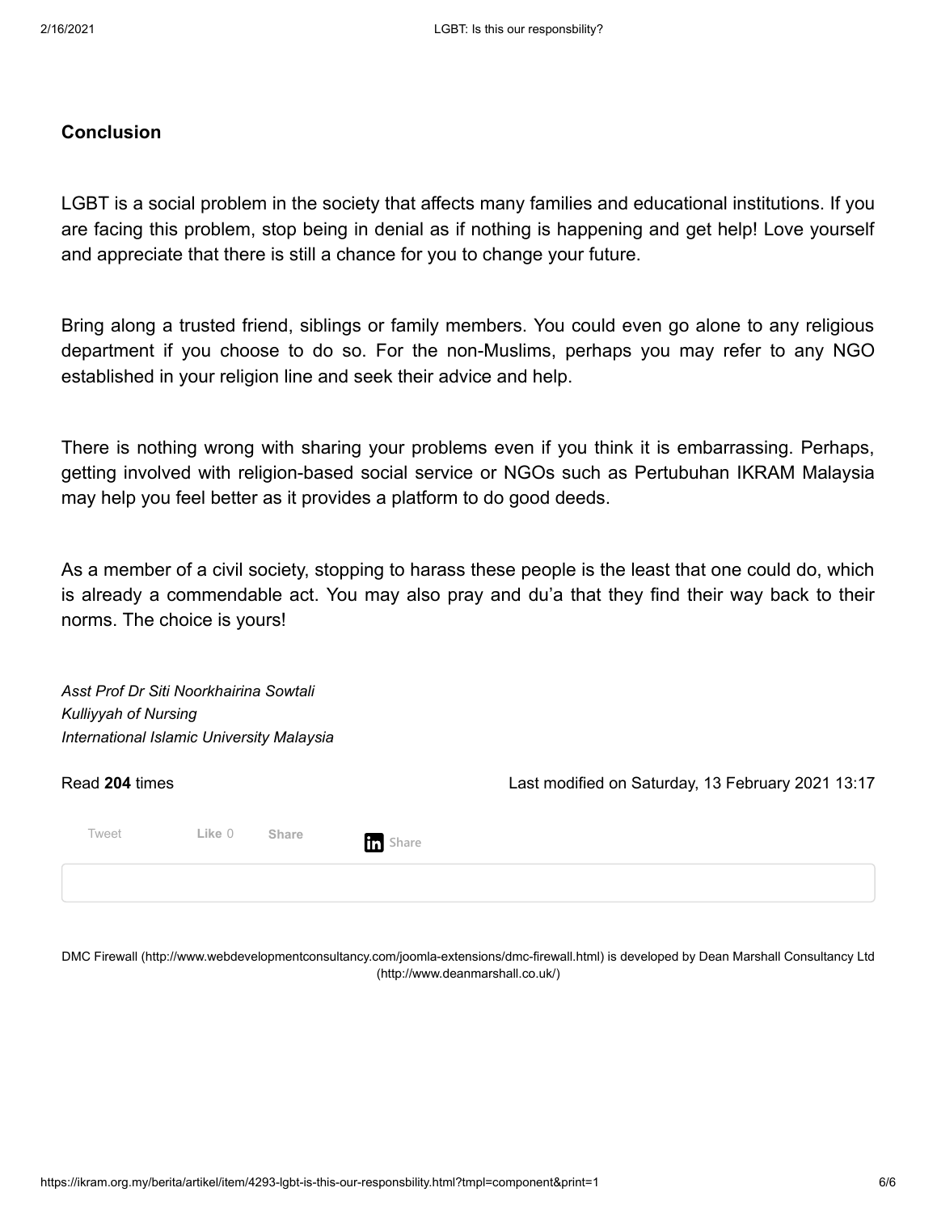**Conclusion**

LGBT is a social problem in the society that affects many families and educational institutions. If you are facing this problem, stop being in denial as if nothing is happening and get help! Love yourself and appreciate that there is still a chance for you to change your future.

Bring along a trusted friend, siblings or family members. You could even go alone to any religious department if you choose to do so. For the non-Muslims, perhaps you may refer to any NGO established in your religion line and seek their advice and help.

There is nothing wrong with sharing your problems even if you think it is embarrassing. Perhaps, getting involved with religion-based social service or NGOs such as Pertubuhan IKRAM Malaysia may help you feel better as it provides a platform to do good deeds.

As a member of a civil society, stopping to harass these people is the least that one could do, which is already a commendable act. You may also pray and du'a that they find their way back to their norms. The choice is yours!

*Asst Prof Dr Siti Noorkhairina Sowtali*
*Kulliyyah of Nursing*
*International Islamic University Malaysia*

Read **204** times

Last modified on Saturday, 13 February 2021 13:17

Tweet Like 0 Share Share

DMC Firewall (http://www.webdevelopmentconsultancy.com/joomla-extensions/dmc-firewall.html) is developed by Dean Marshall Consultancy Ltd (http://www.deanmarshall.co.uk/)